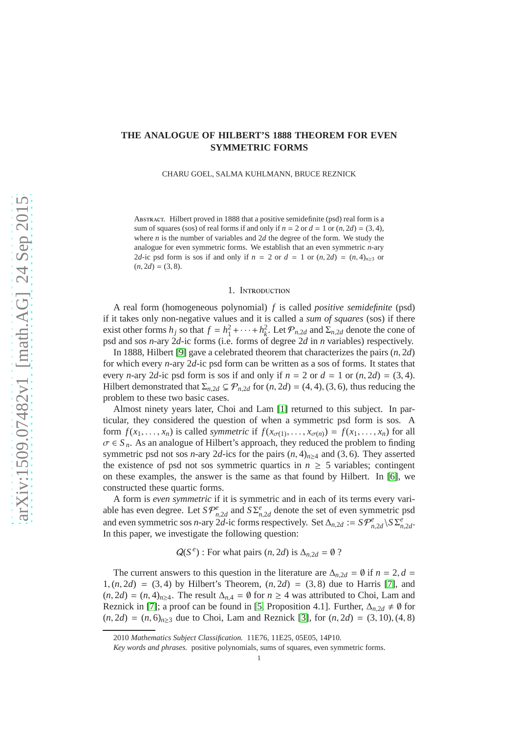# THE ANALOGUE OF HILBERT'S 1888 THEOREM FOR EVEN SYMMETRIC FORMS

CHARU GOEL, SALMA KUHLMANN, BRUCE REZNICK

Abstract. Hilbert proved in 1888 that a positive semidefinite (psd) real form is a sum of squares (sos) of real forms if and only if $n = 2$ or $d = 1$ or $(n, 2d) = (3, 4)$, where $n$ is the number of variables and $2d$ the degree of the form. We study the analogue for even symmetric forms. We establish that an even symmetric $n$-ary $2d$-ic psd form is sos if and only if $n = 2$ or $d = 1$ or $(n, 2d) = (n, 4)_{n\geq 3}$ or $(n, 2d) = (3, 8)$.

## 1. Introduction

A real form (homogeneous polynomial) $f$ is called *positive semidefinite* (psd) if it takes only non-negative values and it is called a *sum of squares* (sos) if there exist other forms $h_j$ so that $f = h_1^2 + \cdots + h_k^2$. Let $\mathcal{P}_{n,2d}$ and $\Sigma_{n,2d}$ denote the cone of psd and sos $n$-ary $2d$-ic forms (i.e. forms of degree $2d$ in $n$ variables) respectively.

In 1888, Hilbert [9] gave a celebrated theorem that characterizes the pairs $(n, 2d)$ for which every $n$-ary $2d$-ic psd form can be written as a sos of forms. It states that every $n$-ary $2d$-ic psd form is sos if and only if $n = 2$ or $d = 1$ or $(n, 2d) = (3, 4)$. Hilbert demonstrated that $\Sigma_{n,2d} \subsetneq \mathcal{P}_{n,2d}$ for $(n, 2d) = (4, 4), (3, 6)$, thus reducing the problem to these two basic cases.

Almost ninety years later, Choi and Lam [1] returned to this subject. In particular, they considered the question of when a symmetric psd form is sos. A form $f(x_1, \ldots, x_n)$ is called *symmetric* if $f(x_{\sigma(1)}, \ldots, x_{\sigma(n)}) = f(x_1, \ldots, x_n)$ for all $\sigma \in S_n$. As an analogue of Hilbert's approach, they reduced the problem to finding symmetric psd not sos $n$-ary $2d$-ics for the pairs $(n, 4)_{n\geq 4}$ and $(3, 6)$. They asserted the existence of psd not sos symmetric quartics in $n \geq 5$ variables; contingent on these examples, the answer is the same as that found by Hilbert. In [6], we constructed these quartic forms.

A form is *even symmetric* if it is symmetric and in each of its terms every variable has even degree. Let $S\mathcal{P}^e_{n,2d}$ and $S\Sigma^e_{n,2d}$ denote the set of even symmetric psd and even symmetric sos $n$-ary $2d$-ic forms respectively. Set $\Delta_{n,2d} := S\mathcal{P}^e_{n,2d} \setminus S\Sigma^e_{n,2d}$. In this paper, we investigate the following question:

$$Q(S^e) : \text{For what pairs } (n, 2d) \text{ is } \Delta_{n,2d} = \emptyset \text{ ?}$$

The current answers to this question in the literature are $\Delta_{n,2d} = \emptyset$ if $n = 2, d = 1, (n, 2d) = (3, 4)$ by Hilbert's Theorem, $(n, 2d) = (3, 8)$ due to Harris [7], and $(n, 2d) = (n, 4)_{n\geq 4}$. The result $\Delta_{n,4} = \emptyset$ for $n \geq 4$ was attributed to Choi, Lam and Reznick in [7]; a proof can be found in [5] Proposition 4.1]. Further, $\Delta_{n,2d} \neq \emptyset$ for $(n, 2d) = (n, 6)_{n\geq 3}$ due to Choi, Lam and Reznick [3], for $(n, 2d) = (3, 10), (4, 8)$

2010 *Mathematics Subject Classification.* 11E76, 11E25, 05E05, 14P10.

*Key words and phrases.* positive polynomials, sums of squares, even symmetric forms.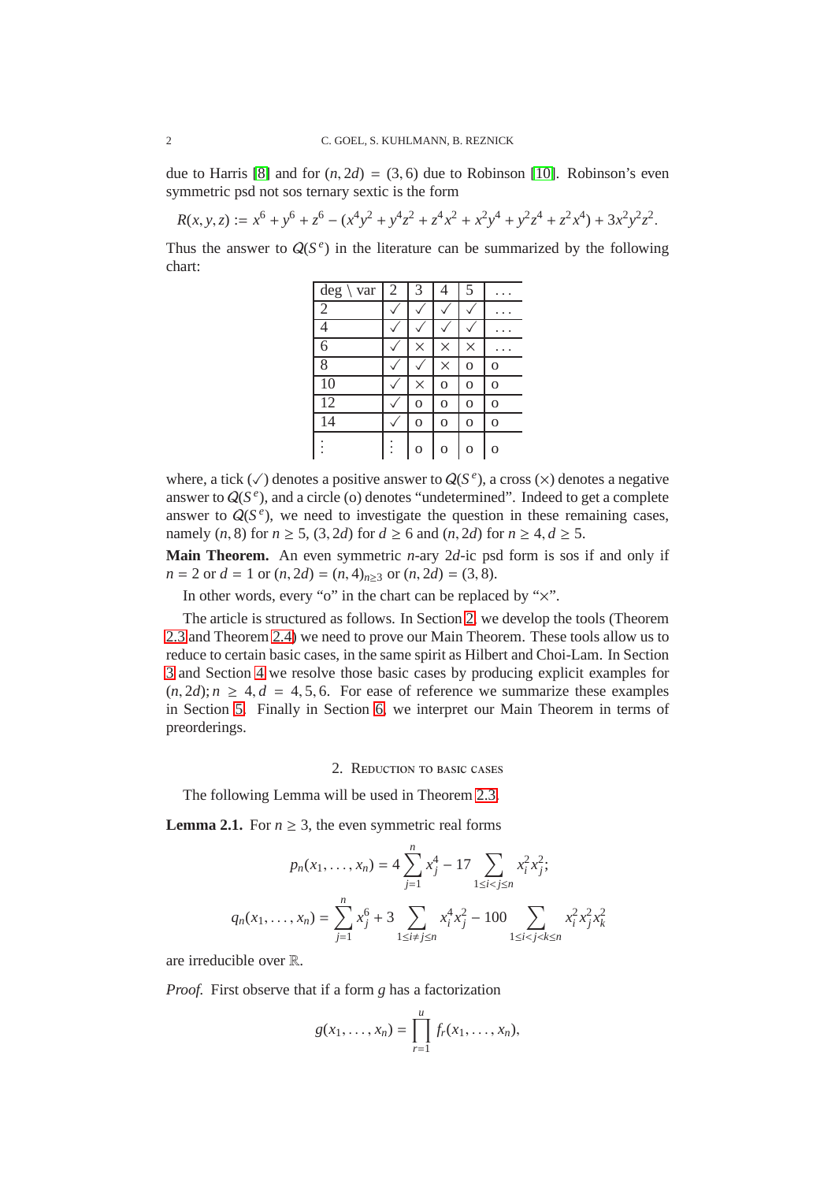due to Harris [8] and for $(n, 2d) = (3, 6)$ due to Robinson [10]. Robinson's even symmetric psd not sos ternary sextic is the form

$$R(x, y, z) := x^6 + y^6 + z^6 - (x^4y^2 + y^4z^2 + z^4x^2 + x^2y^4 + y^2z^4 + z^2x^4) + 3x^2y^2z^2.$$

Thus the answer to $Q(S^e)$ in the literature can be summarized by the following chart:

| deg \ var | 2 | 3 | 4 | 5 | ... |
|---|---|---|---|---|---|
| 2 | ✓ | ✓ | ✓ | ✓ | ... |
| 4 | ✓ | ✓ | ✓ | ✓ | ... |
| 6 | ✓ | × | × | × | ... |
| 8 | ✓ | ✓ | × | o | o |
| 10 | ✓ | × | o | o | o |
| 12 | ✓ | o | o | o | o |
| 14 | ✓ | o | o | o | o |
| ⋮ | ⋮ | o | o | o | o |

where, a tick (✓) denotes a positive answer to $Q(S^e)$, a cross (×) denotes a negative answer to $Q(S^e)$, and a circle (o) denotes "undetermined". Indeed to get a complete answer to $Q(S^e)$, we need to investigate the question in these remaining cases, namely $(n, 8)$ for $n \geq 5$, $(3, 2d)$ for $d \geq 6$ and $(n, 2d)$ for $n \geq 4, d \geq 5$.

**Main Theorem.** An even symmetric $n$-ary $2d$-ic psd form is sos if and only if $n = 2$ or $d = 1$ or $(n, 2d) = (n, 4)_{n \geq 3}$ or $(n, 2d) = (3, 8)$.

In other words, every "o" in the chart can be replaced by "×".

The article is structured as follows. In Section 2 we develop the tools (Theorem 2.3 and Theorem 2.4) we need to prove our Main Theorem. These tools allow us to reduce to certain basic cases, in the same spirit as Hilbert and Choi-Lam. In Section 3 and Section 4 we resolve those basic cases by producing explicit examples for $(n, 2d); n \geq 4, d = 4, 5, 6$. For ease of reference we summarize these examples in Section 5. Finally in Section 6 we interpret our Main Theorem in terms of preorderings.

## 2. Reduction to basic cases

The following Lemma will be used in Theorem 2.3.

**Lemma 2.1.** For $n \geq 3$, the even symmetric real forms

$$p_n(x_1, \ldots, x_n) = 4\sum_{j=1}^{n} x_j^4 - 17 \sum_{1 \leq i < j \leq n} x_i^2 x_j^2;$$

$$q_n(x_1, \ldots, x_n) = \sum_{j=1}^{n} x_j^6 + 3 \sum_{1 \leq i \neq j \leq n} x_i^4 x_j^2 - 100 \sum_{1 \leq i < j < k \leq n} x_i^2 x_j^2 x_k^2$$

are irreducible over $\mathbb{R}$.

*Proof.* First observe that if a form $g$ has a factorization

$$g(x_1, \ldots, x_n) = \prod_{r=1}^{u} f_r(x_1, \ldots, x_n),$$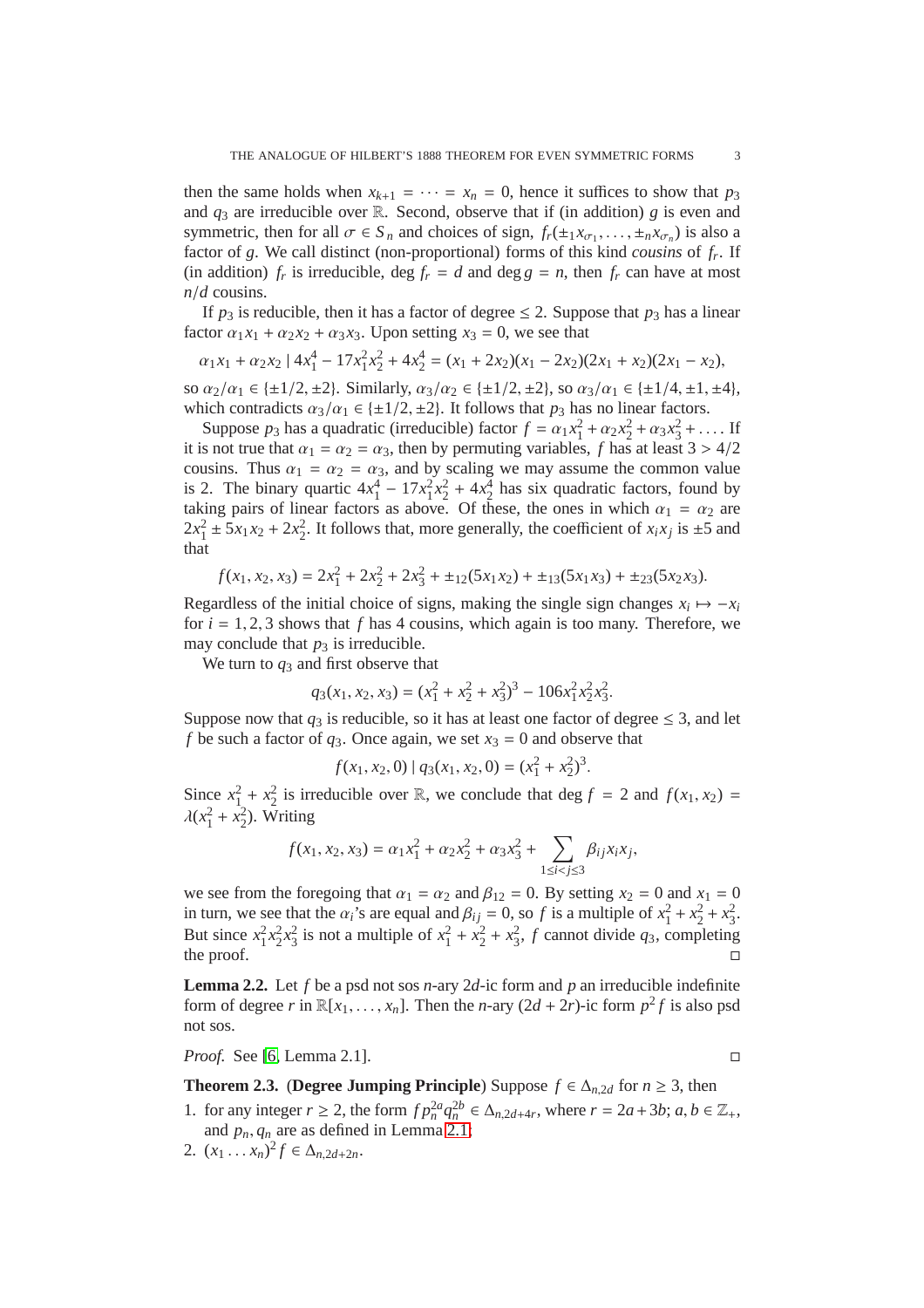then the same holds when $x_{k+1} = \cdots = x_n = 0$, hence it suffices to show that $p_3$ and $q_3$ are irreducible over $\mathbb{R}$. Second, observe that if (in addition) $g$ is even and symmetric, then for all $\sigma \in S_n$ and choices of sign, $f_r(\pm_1 x_{\sigma_1}, \ldots, \pm_n x_{\sigma_n})$ is also a factor of $g$. We call distinct (non-proportional) forms of this kind *cousins* of $f_r$. If (in addition) $f_r$ is irreducible, $\deg f_r = d$ and $\deg g = n$, then $f_r$ can have at most $n/d$ cousins.

If $p_3$ is reducible, then it has a factor of degree $\leq 2$. Suppose that $p_3$ has a linear factor $\alpha_1 x_1 + \alpha_2 x_2 + \alpha_3 x_3$. Upon setting $x_3 = 0$, we see that

$$\alpha_1 x_1 + \alpha_2 x_2 \mid 4x_1^4 - 17x_1^2 x_2^2 + 4x_2^4 = (x_1 + 2x_2)(x_1 - 2x_2)(2x_1 + x_2)(2x_1 - x_2),$$

so $\alpha_2/\alpha_1 \in \{\pm 1/2, \pm 2\}$. Similarly, $\alpha_3/\alpha_2 \in \{\pm 1/2, \pm 2\}$, so $\alpha_3/\alpha_1 \in \{\pm 1/4, \pm 1, \pm 4\}$, which contradicts $\alpha_3/\alpha_1 \in \{\pm 1/2, \pm 2\}$. It follows that $p_3$ has no linear factors.

Suppose $p_3$ has a quadratic (irreducible) factor $f = \alpha_1 x_1^2 + \alpha_2 x_2^2 + \alpha_3 x_3^2 + \ldots$. If it is not true that $\alpha_1 = \alpha_2 = \alpha_3$, then by permuting variables, $f$ has at least $3 > 4/2$ cousins. Thus $\alpha_1 = \alpha_2 = \alpha_3$, and by scaling we may assume the common value is 2. The binary quartic $4x_1^4 - 17x_1^2 x_2^2 + 4x_2^4$ has six quadratic factors, found by taking pairs of linear factors as above. Of these, the ones in which $\alpha_1 = \alpha_2$ are $2x_1^2 \pm 5x_1 x_2 + 2x_2^2$. It follows that, more generally, the coefficient of $x_i x_j$ is $\pm 5$ and that

$$f(x_1, x_2, x_3) = 2x_1^2 + 2x_2^2 + 2x_3^2 + \pm_{12}(5x_1 x_2) + \pm_{13}(5x_1 x_3) + \pm_{23}(5x_2 x_3).$$

Regardless of the initial choice of signs, making the single sign changes $x_i \mapsto -x_i$ for $i = 1, 2, 3$ shows that $f$ has 4 cousins, which again is too many. Therefore, we may conclude that $p_3$ is irreducible.

We turn to $q_3$ and first observe that

$$q_3(x_1, x_2, x_3) = (x_1^2 + x_2^2 + x_3^2)^3 - 106 x_1^2 x_2^2 x_3^2.$$

Suppose now that $q_3$ is reducible, so it has at least one factor of degree $\leq 3$, and let $f$ be such a factor of $q_3$. Once again, we set $x_3 = 0$ and observe that

$$f(x_1, x_2, 0) \mid q_3(x_1, x_2, 0) = (x_1^2 + x_2^2)^3.$$

Since $x_1^2 + x_2^2$ is irreducible over $\mathbb{R}$, we conclude that $\deg f = 2$ and $f(x_1, x_2) = \lambda(x_1^2 + x_2^2)$. Writing

$$f(x_1, x_2, x_3) = \alpha_1 x_1^2 + \alpha_2 x_2^2 + \alpha_3 x_3^2 + \sum_{1 \leq i < j \leq 3} \beta_{ij} x_i x_j,$$

we see from the foregoing that $\alpha_1 = \alpha_2$ and $\beta_{12} = 0$. By setting $x_2 = 0$ and $x_1 = 0$ in turn, we see that the $\alpha_i$'s are equal and $\beta_{ij} = 0$, so $f$ is a multiple of $x_1^2 + x_2^2 + x_3^2$. But since $x_1^2 x_2^2 x_3^2$ is not a multiple of $x_1^2 + x_2^2 + x_3^2$, $f$ cannot divide $q_3$, completing the proof. □

**Lemma 2.2.** Let $f$ be a psd not sos $n$-ary $2d$-ic form and $p$ an irreducible indefinite form of degree $r$ in $\mathbb{R}[x_1, \ldots, x_n]$. Then the $n$-ary $(2d + 2r)$-ic form $p^2 f$ is also psd not sos.

*Proof.* See [6, Lemma 2.1]. □

**Theorem 2.3.** (**Degree Jumping Principle**) Suppose $f \in \Delta_{n,2d}$ for $n \geq 3$, then

1. for any integer $r \geq 2$, the form $f p_n^{2a} q_n^{2b} \in \Delta_{n,2d+4r}$, where $r = 2a + 3b$; $a, b \in \mathbb{Z}_+$, and $p_n, q_n$ are as defined in Lemma 2.1;
2. $(x_1 \ldots x_n)^2 f \in \Delta_{n,2d+2n}$.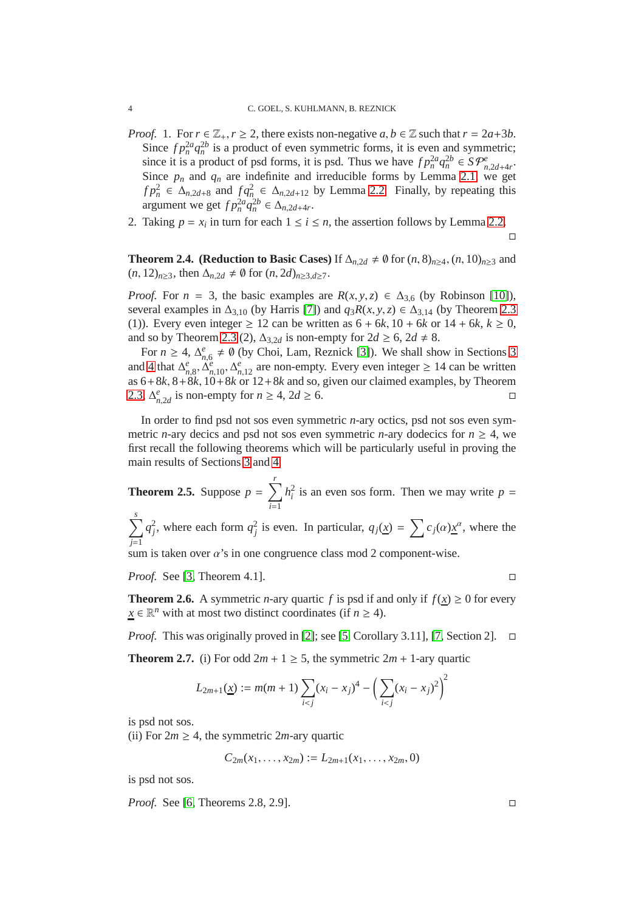*Proof.* 1. For $r \in \mathbb{Z}_+, r \geq 2$, there exists non-negative $a, b \in \mathbb{Z}$ such that $r = 2a+3b$. Since $fp_n^{2a}q_n^{2b}$ is a product of even symmetric forms, it is even and symmetric; since it is a product of psd forms, it is psd. Thus we have $fp_n^{2a}q_n^{2b} \in S\mathcal{P}^e_{n,2d+4r}$. Since $p_n$ and $q_n$ are indefinite and irreducible forms by Lemma 2.1, we get $fp_n^2 \in \Delta_{n,2d+8}$ and $fq_n^2 \in \Delta_{n,2d+12}$ by Lemma 2.2. Finally, by repeating this argument we get $fp_n^{2a}q_n^{2b} \in \Delta_{n,2d+4r}$.

2. Taking $p = x_i$ in turn for each $1 \leq i \leq n$, the assertion follows by Lemma 2.2. □

**Theorem 2.4. (Reduction to Basic Cases)** If $\Delta_{n,2d} \neq \emptyset$ for $(n, 8)_{n\geq 4}, (n, 10)_{n\geq 3}$ and $(n, 12)_{n\geq 3}$, then $\Delta_{n,2d} \neq \emptyset$ for $(n, 2d)_{n\geq 3, d\geq 7}$.

*Proof.* For $n = 3$, the basic examples are $R(x, y, z) \in \Delta_{3,6}$ (by Robinson [10]), several examples in $\Delta_{3,10}$ (by Harris [7]) and $q_3R(x, y, z) \in \Delta_{3,14}$ (by Theorem 2.3 (1)). Every even integer $\geq 12$ can be written as $6 + 6k, 10 + 6k$ or $14 + 6k$, $k \geq 0$, and so by Theorem 2.3 (2), $\Delta_{3,2d}$ is non-empty for $2d \geq 6$, $2d \neq 8$.

For $n \geq 4$, $\Delta^e_{n,6} \neq \emptyset$ (by Choi, Lam, Reznick [3]). We shall show in Sections 3 and 4 that $\Delta^e_{n,8}, \Delta^e_{n,10}, \Delta^e_{n,12}$ are non-empty. Every even integer $\geq 14$ can be written as $6+8k, 8+8k, 10+8k$ or $12+8k$ and so, given our claimed examples, by Theorem 2.3, $\Delta^e_{n,2d}$ is non-empty for $n \geq 4$, $2d \geq 6$. □

In order to find psd not sos even symmetric $n$-ary octics, psd not sos even symmetric $n$-ary decics and psd not sos even symmetric $n$-ary dodecics for $n \geq 4$, we first recall the following theorems which will be particularly useful in proving the main results of Sections 3 and 4.

**Theorem 2.5.** Suppose $p = \sum_{i=1}^{r} h_i^2$ is an even sos form. Then we may write $p = \sum_{j=1}^{s} q_j^2$, where each form $q_j^2$ is even. In particular, $q_j(\underline{x}) = \sum c_j(\alpha)\underline{x}^\alpha$, where the sum is taken over $\alpha$'s in one congruence class mod 2 component-wise.

*Proof.* See [3, Theorem 4.1]. □

**Theorem 2.6.** A symmetric $n$-ary quartic $f$ is psd if and only if $f(\underline{x}) \geq 0$ for every $\underline{x} \in \mathbb{R}^n$ with at most two distinct coordinates (if $n \geq 4$).

*Proof.* This was originally proved in [2]; see [5, Corollary 3.11], [7, Section 2]. □

**Theorem 2.7.** (i) For odd $2m + 1 \geq 5$, the symmetric $2m + 1$-ary quartic

$$L_{2m+1}(\underline{x}) := m(m + 1) \sum_{i<j} (x_i - x_j)^4 - \Big(\sum_{i<j} (x_i - x_j)^2\Big)^2$$

is psd not sos.

(ii) For $2m \geq 4$, the symmetric $2m$-ary quartic

$$C_{2m}(x_1, \ldots, x_{2m}) := L_{2m+1}(x_1, \ldots, x_{2m}, 0)$$

is psd not sos.

*Proof.* See [6, Theorems 2.8, 2.9]. □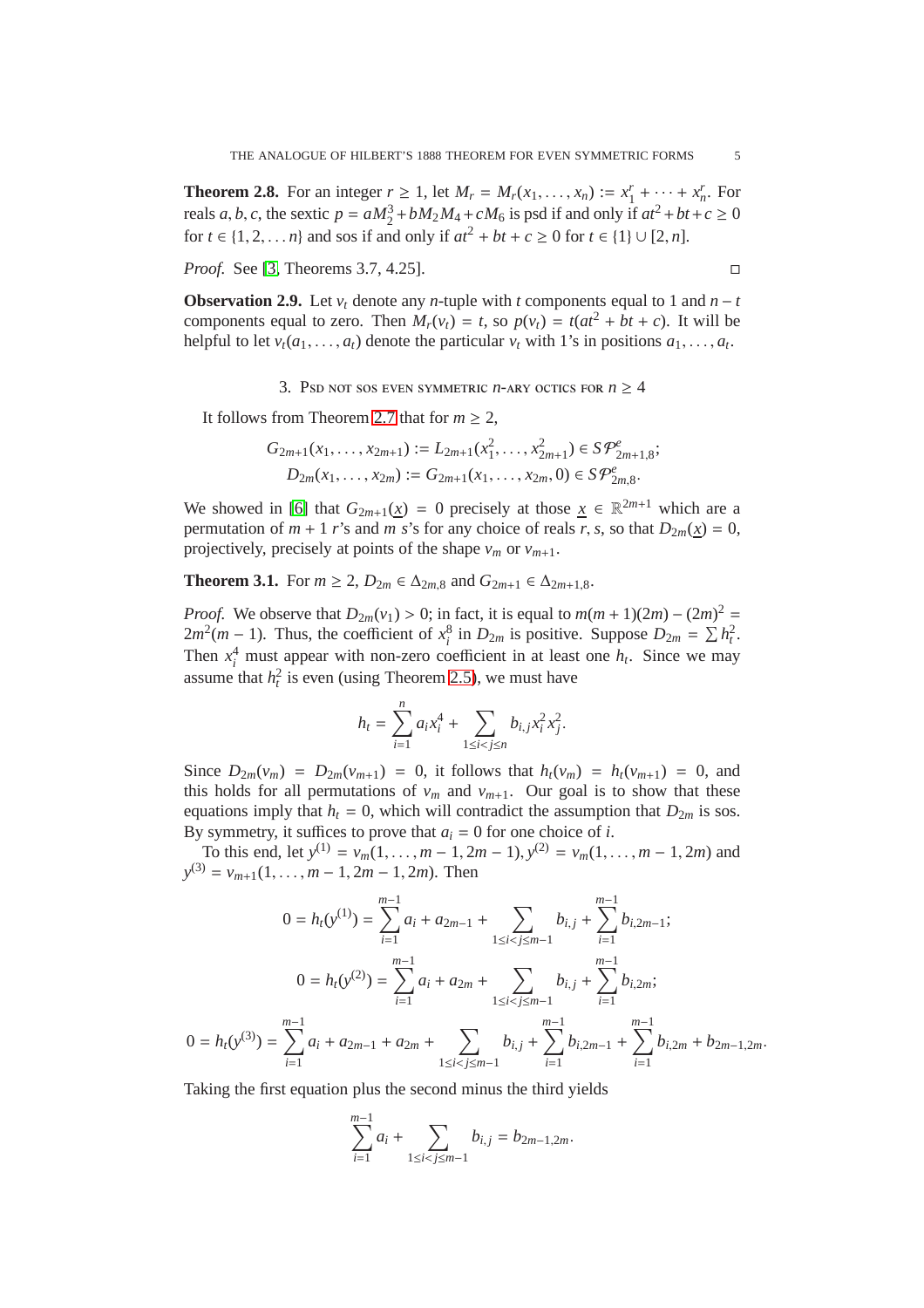**Theorem 2.8.** For an integer $r \geq 1$, let $M_r = M_r(x_1, \dots, x_n) := x_1^r + \cdots + x_n^r$. For reals $a, b, c$, the sextic $p = aM_2^3 + bM_2M_4 + cM_6$ is psd if and only if $at^2 + bt + c \geq 0$ for $t \in \{1, 2, \dots n\}$ and sos if and only if $at^2 + bt + c \geq 0$ for $t \in \{1\} \cup [2, n]$.

*Proof.* See [3, Theorems 3.7, 4.25]. □

**Observation 2.9.** Let $v_t$ denote any $n$-tuple with $t$ components equal to 1 and $n - t$ components equal to zero. Then $M_r(v_t) = t$, so $p(v_t) = t(at^2 + bt + c)$. It will be helpful to let $v_t(a_1, \dots, a_t)$ denote the particular $v_t$ with 1's in positions $a_1, \dots, a_t$.

## 3. Psd not sos even symmetric $n$-ary octics for $n \geq 4$

It follows from Theorem 2.7 that for $m \geq 2$,

$$G_{2m+1}(x_1, \dots, x_{2m+1}) := L_{2m+1}(x_1^2, \dots, x_{2m+1}^2) \in S\mathcal{P}^e_{2m+1,8};$$
$$D_{2m}(x_1, \dots, x_{2m}) := G_{2m+1}(x_1, \dots, x_{2m}, 0) \in S\mathcal{P}^e_{2m,8}.$$

We showed in [6] that $G_{2m+1}(\underline{x}) = 0$ precisely at those $\underline{x} \in \mathbb{R}^{2m+1}$ which are a permutation of $m + 1$ $r$'s and $m$ $s$'s for any choice of reals $r, s$, so that $D_{2m}(\underline{x}) = 0$, projectively, precisely at points of the shape $v_m$ or $v_{m+1}$.

**Theorem 3.1.** For $m \geq 2$, $D_{2m} \in \Delta_{2m,8}$ and $G_{2m+1} \in \Delta_{2m+1,8}$.

*Proof.* We observe that $D_{2m}(v_1) > 0$; in fact, it is equal to $m(m + 1)(2m) - (2m)^2 = 2m^2(m - 1)$. Thus, the coefficient of $x_i^8$ in $D_{2m}$ is positive. Suppose $D_{2m} = \sum h_t^2$. Then $x_i^4$ must appear with non-zero coefficient in at least one $h_t$. Since we may assume that $h_t^2$ is even (using Theorem 2.5), we must have

$$h_t = \sum_{i=1}^{n} a_i x_i^4 + \sum_{1 \leq i < j \leq n} b_{i,j} x_i^2 x_j^2.$$

Since $D_{2m}(v_m) = D_{2m}(v_{m+1}) = 0$, it follows that $h_t(v_m) = h_t(v_{m+1}) = 0$, and this holds for all permutations of $v_m$ and $v_{m+1}$. Our goal is to show that these equations imply that $h_t = 0$, which will contradict the assumption that $D_{2m}$ is sos. By symmetry, it suffices to prove that $a_i = 0$ for one choice of $i$.

To this end, let $y^{(1)} = v_m(1, \dots, m - 1, 2m - 1), y^{(2)} = v_m(1, \dots, m - 1, 2m)$ and $y^{(3)} = v_{m+1}(1, \dots, m - 1, 2m - 1, 2m)$. Then

$$0 = h_t(y^{(1)}) = \sum_{i=1}^{m-1} a_i + a_{2m-1} + \sum_{1 \leq i < j \leq m-1} b_{i,j} + \sum_{i=1}^{m-1} b_{i,2m-1};$$

$$0 = h_t(y^{(2)}) = \sum_{i=1}^{m-1} a_i + a_{2m} + \sum_{1 \leq i < j \leq m-1} b_{i,j} + \sum_{i=1}^{m-1} b_{i,2m};$$

$$0 = h_t(y^{(3)}) = \sum_{i=1}^{m-1} a_i + a_{2m-1} + a_{2m} + \sum_{1 \leq i < j \leq m-1} b_{i,j} + \sum_{i=1}^{m-1} b_{i,2m-1} + \sum_{i=1}^{m-1} b_{i,2m} + b_{2m-1,2m}.$$

Taking the first equation plus the second minus the third yields

$$\sum_{i=1}^{m-1} a_i + \sum_{1 \leq i < j \leq m-1} b_{i,j} = b_{2m-1,2m}.$$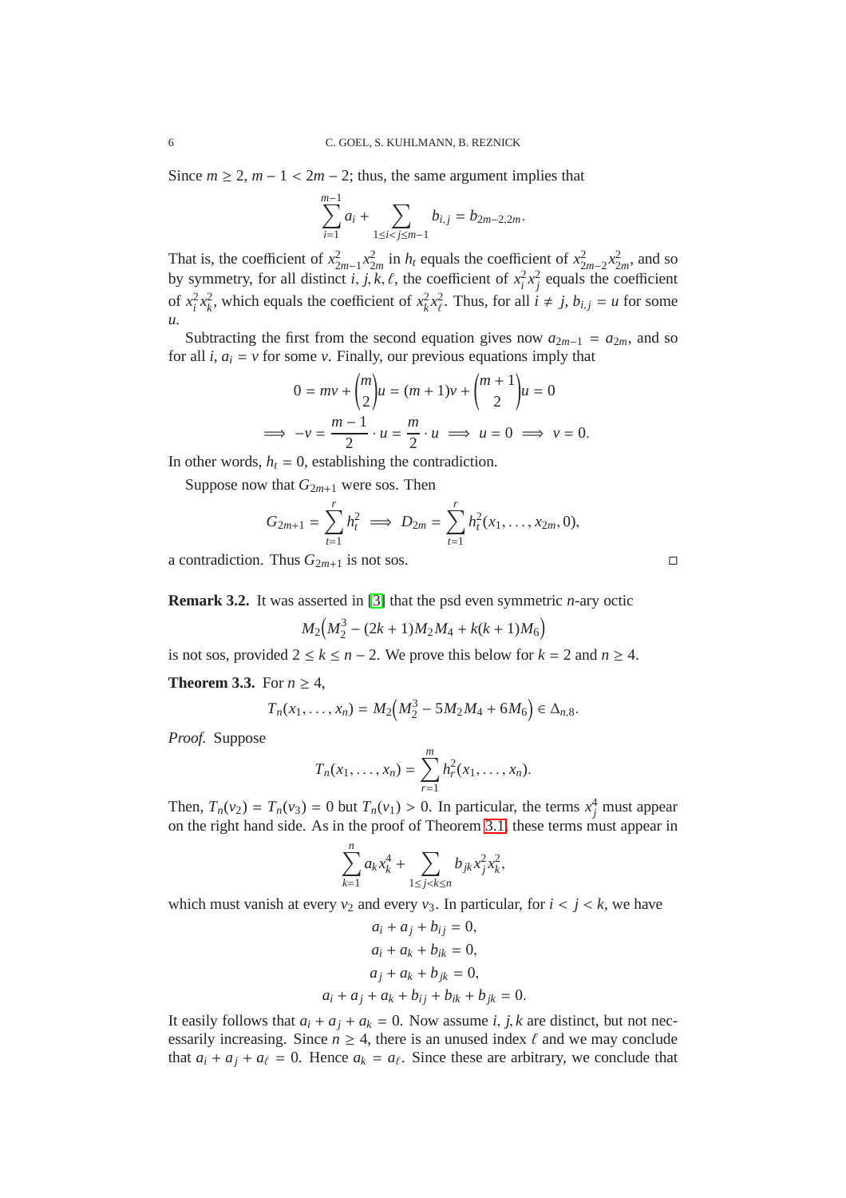Since $m \geq 2$, $m - 1 < 2m - 2$; thus, the same argument implies that

$$\sum_{i=1}^{m-1} a_i + \sum_{1 \leq i < j \leq m-1} b_{i,j} = b_{2m-2,2m}.$$

That is, the coefficient of $x_{2m-1}^2 x_{2m}^2$ in $h_t$ equals the coefficient of $x_{2m-2}^2 x_{2m}^2$, and so by symmetry, for all distinct $i, j, k, \ell$, the coefficient of $x_i^2 x_j^2$ equals the coefficient of $x_i^2 x_k^2$, which equals the coefficient of $x_k^2 x_\ell^2$. Thus, for all $i \neq j$, $b_{i,j} = u$ for some $u$.

Subtracting the first from the second equation gives now $a_{2m-1} = a_{2m}$, and so for all $i$, $a_i = v$ for some $v$. Finally, our previous equations imply that

$$0 = mv + \binom{m}{2} u = (m+1)v + \binom{m+1}{2} u = 0$$

$$\implies -v = \frac{m-1}{2} \cdot u = \frac{m}{2} \cdot u \implies u = 0 \implies v = 0.$$

In other words, $h_t = 0$, establishing the contradiction.

Suppose now that $G_{2m+1}$ were sos. Then

$$G_{2m+1} = \sum_{t=1}^{r} h_t^2 \implies D_{2m} = \sum_{t=1}^{r} h_t^2(x_1, \ldots, x_{2m}, 0),$$

a contradiction. Thus $G_{2m+1}$ is not sos. □

**Remark 3.2.** It was asserted in [3] that the psd even symmetric $n$-ary octic

$$M_2\Big(M_2^3 - (2k+1)M_2M_4 + k(k+1)M_6\Big)$$

is not sos, provided $2 \leq k \leq n-2$. We prove this below for $k = 2$ and $n \geq 4$.

**Theorem 3.3.** For $n \geq 4$,

$$T_n(x_1, \ldots, x_n) = M_2\Big(M_2^3 - 5M_2M_4 + 6M_6\Big) \in \Delta_{n,8}.$$

*Proof.* Suppose

$$T_n(x_1, \ldots, x_n) = \sum_{r=1}^{m} h_r^2(x_1, \ldots, x_n).$$

Then, $T_n(v_2) = T_n(v_3) = 0$ but $T_n(v_1) > 0$. In particular, the terms $x_j^4$ must appear on the right hand side. As in the proof of Theorem 3.1, these terms must appear in

$$\sum_{k=1}^{n} a_k x_k^4 + \sum_{1 \leq j < k \leq n} b_{jk} x_j^2 x_k^2,$$

which must vanish at every $v_2$ and every $v_3$. In particular, for $i < j < k$, we have

$$a_i + a_j + b_{ij} = 0,$$
$$a_i + a_k + b_{ik} = 0,$$
$$a_j + a_k + b_{jk} = 0,$$
$$a_i + a_j + a_k + b_{ij} + b_{ik} + b_{jk} = 0.$$

It easily follows that $a_i + a_j + a_k = 0$. Now assume $i, j, k$ are distinct, but not necessarily increasing. Since $n \geq 4$, there is an unused index $\ell$ and we may conclude that $a_i + a_j + a_\ell = 0$. Hence $a_k = a_\ell$. Since these are arbitrary, we conclude that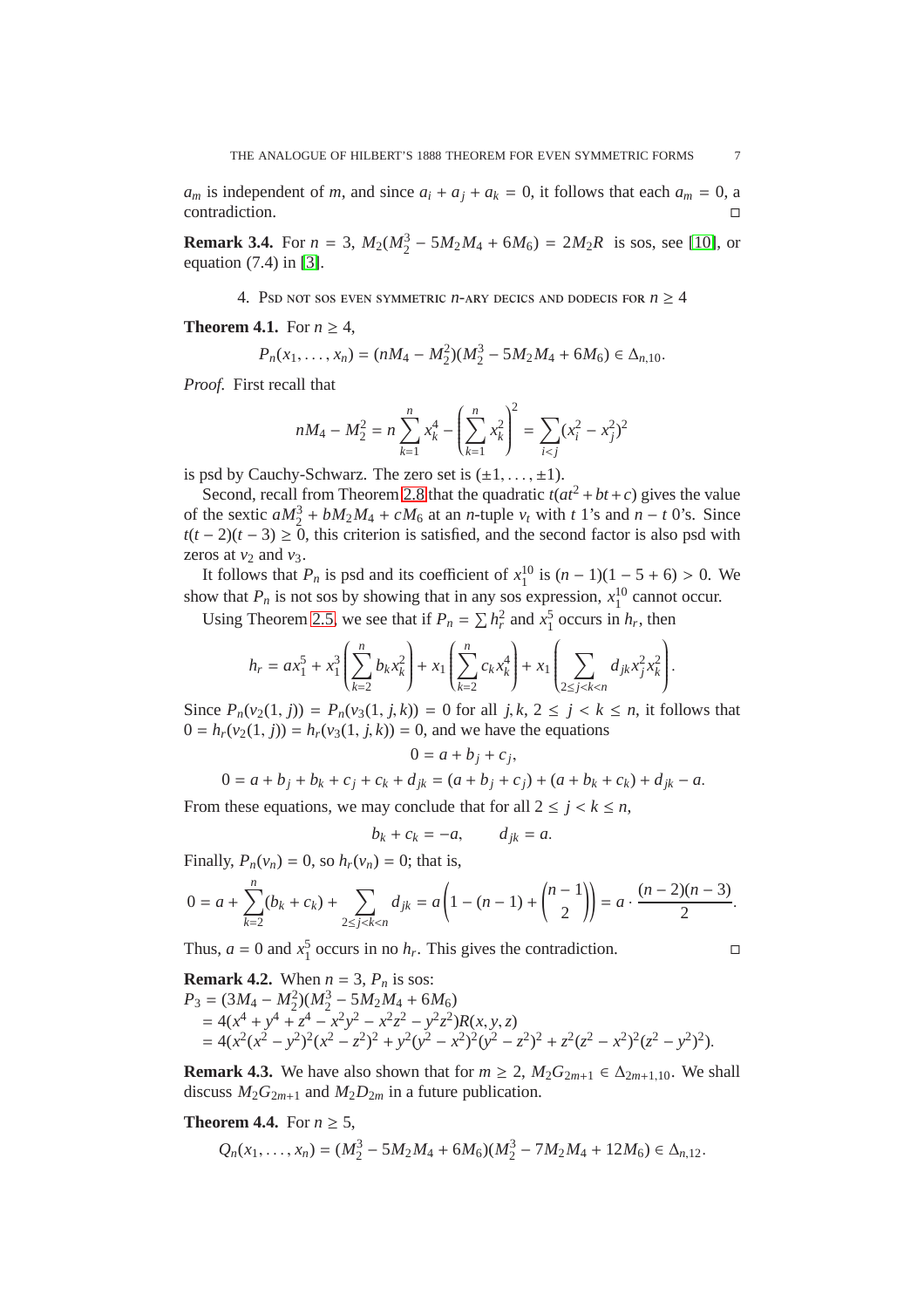$a_m$ is independent of $m$, and since $a_i + a_j + a_k = 0$, it follows that each $a_m = 0$, a contradiction. □

**Remark 3.4.** For $n = 3$, $M_2(M_2^3 - 5M_2M_4 + 6M_6) = 2M_2R$ is sos, see [10], or equation (7.4) in [3].

## 4. Psd not sos even symmetric $n$-ary decics and dodecics for $n \geq 4$

**Theorem 4.1.** For $n \geq 4$,

$$P_n(x_1, \dots, x_n) = (nM_4 - M_2^2)(M_2^3 - 5M_2M_4 + 6M_6) \in \Delta_{n,10}.$$

*Proof.* First recall that

$$nM_4 - M_2^2 = n\sum_{k=1}^{n} x_k^4 - \left(\sum_{k=1}^{n} x_k^2\right)^2 = \sum_{i<j}(x_i^2 - x_j^2)^2$$

is psd by Cauchy-Schwarz. The zero set is $(\pm 1, \dots, \pm 1)$.

Second, recall from Theorem 2.8 that the quadratic $t(at^2 + bt + c)$ gives the value of the sextic $aM_2^3 + bM_2M_4 + cM_6$ at an $n$-tuple $v_t$ with $t$ 1's and $n - t$ 0's. Since $t(t-2)(t-3) \geq 0$, this criterion is satisfied, and the second factor is also psd with zeros at $v_2$ and $v_3$.

It follows that $P_n$ is psd and its coefficient of $x_1^{10}$ is $(n-1)(1 - 5 + 6) > 0$. We show that $P_n$ is not sos by showing that in any sos expression, $x_1^{10}$ cannot occur.

Using Theorem 2.5, we see that if $P_n = \sum h_r^2$ and $x_1^5$ occurs in $h_r$, then

$$h_r = ax_1^5 + x_1^3\left(\sum_{k=2}^{n} b_k x_k^2\right) + x_1\left(\sum_{k=2}^{n} c_k x_k^4\right) + x_1\left(\sum_{2\leq j<k<n} d_{jk}x_j^2x_k^2\right).$$

Since $P_n(v_2(1, j)) = P_n(v_3(1, j, k)) = 0$ for all $j, k$, $2 \leq j < k \leq n$, it follows that $0 = h_r(v_2(1, j)) = h_r(v_3(1, j, k)) = 0$, and we have the equations

$$0 = a + b_j + c_j,$$

$$0 = a + b_j + b_k + c_j + c_k + d_{jk} = (a + b_j + c_j) + (a + b_k + c_k) + d_{jk} - a.$$

From these equations, we may conclude that for all $2 \leq j < k \leq n$,

$$b_k + c_k = -a, \qquad d_{jk} = a.$$

Finally, $P_n(v_n) = 0$, so $h_r(v_n) = 0$; that is,

$$0 = a + \sum_{k=2}^{n}(b_k + c_k) + \sum_{2\leq j<k<n} d_{jk} = a\left(1 - (n-1) + \binom{n-1}{2}\right) = a \cdot \frac{(n-2)(n-3)}{2}.$$

Thus, $a = 0$ and $x_1^5$ occurs in no $h_r$. This gives the contradiction. □

**Remark 4.2.** When $n = 3$, $P_n$ is sos:

$$\begin{aligned}
P_3 &= (3M_4 - M_2^2)(M_2^3 - 5M_2M_4 + 6M_6) \\
&= 4(x^4 + y^4 + z^4 - x^2y^2 - x^2z^2 - y^2z^2)R(x, y, z) \\
&= 4(x^2(x^2 - y^2)^2(x^2 - z^2)^2 + y^2(y^2 - x^2)^2(y^2 - z^2)^2 + z^2(z^2 - x^2)^2(z^2 - y^2)^2).
\end{aligned}$$

**Remark 4.3.** We have also shown that for $m \geq 2$, $M_2G_{2m+1} \in \Delta_{2m+1,10}$. We shall discuss $M_2G_{2m+1}$ and $M_2D_{2m}$ in a future publication.

**Theorem 4.4.** For $n \geq 5$,

$$Q_n(x_1, \dots, x_n) = (M_2^3 - 5M_2M_4 + 6M_6)(M_2^3 - 7M_2M_4 + 12M_6) \in \Delta_{n,12}.$$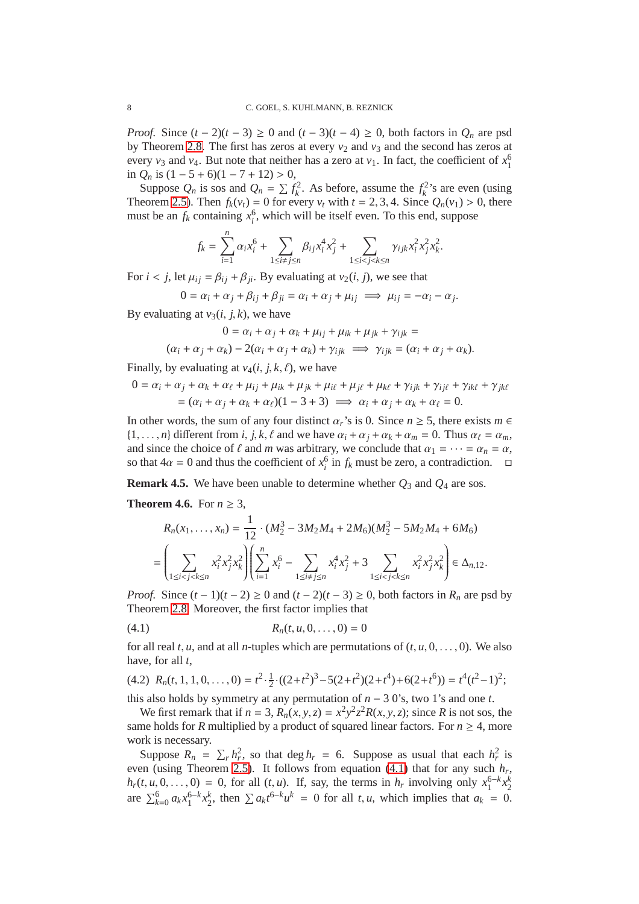*Proof.* Since $(t-2)(t-3) \geq 0$ and $(t-3)(t-4) \geq 0$, both factors in $Q_n$ are psd by Theorem 2.8. The first has zeros at every $v_2$ and $v_3$ and the second has zeros at every $v_3$ and $v_4$. But note that neither has a zero at $v_1$. In fact, the coefficient of $x_1^6$ in $Q_n$ is $(1-5+6)(1-7+12) > 0$,

Suppose $Q_n$ is sos and $Q_n = \sum f_k^2$. As before, assume the $f_k^2$'s are even (using Theorem 2.5). Then $f_k(v_t) = 0$ for every $v_t$ with $t = 2, 3, 4$. Since $Q_n(v_1) > 0$, there must be an $f_k$ containing $x_i^6$, which will be itself even. To this end, suppose

$$f_k = \sum_{i=1}^{n} \alpha_i x_i^6 + \sum_{1 \leq i \neq j \leq n} \beta_{ij} x_i^4 x_j^2 + \sum_{1 \leq i < j < k \leq n} \gamma_{ijk} x_i^2 x_j^2 x_k^2.$$

For $i < j$, let $\mu_{ij} = \beta_{ij} + \beta_{ji}$. By evaluating at $v_2(i,j)$, we see that

$$0 = \alpha_i + \alpha_j + \beta_{ij} + \beta_{ji} = \alpha_i + \alpha_j + \mu_{ij} \implies \mu_{ij} = -\alpha_i - \alpha_j.$$

By evaluating at $v_3(i,j,k)$, we have

$$0 = \alpha_i + \alpha_j + \alpha_k + \mu_{ij} + \mu_{ik} + \mu_{jk} + \gamma_{ijk} =$$
$$(\alpha_i + \alpha_j + \alpha_k) - 2(\alpha_i + \alpha_j + \alpha_k) + \gamma_{ijk} \implies \gamma_{ijk} = (\alpha_i + \alpha_j + \alpha_k).$$

Finally, by evaluating at $v_4(i,j,k,\ell)$, we have

$$0 = \alpha_i + \alpha_j + \alpha_k + \alpha_\ell + \mu_{ij} + \mu_{ik} + \mu_{jk} + \mu_{i\ell} + \mu_{j\ell} + \mu_{k\ell} + \gamma_{ijk} + \gamma_{ij\ell} + \gamma_{ik\ell} + \gamma_{jk\ell}$$
$$= (\alpha_i + \alpha_j + \alpha_k + \alpha_\ell)(1 - 3 + 3) \implies \alpha_i + \alpha_j + \alpha_k + \alpha_\ell = 0.$$

In other words, the sum of any four distinct $\alpha_r$'s is 0. Since $n \geq 5$, there exists $m \in \{1, \ldots, n\}$ different from $i, j, k, \ell$ and we have $\alpha_i + \alpha_j + \alpha_k + \alpha_m = 0$. Thus $\alpha_\ell = \alpha_m$, and since the choice of $\ell$ and $m$ was arbitrary, we conclude that $\alpha_1 = \cdots = \alpha_n = \alpha$, so that $4\alpha = 0$ and thus the coefficient of $x_i^6$ in $f_k$ must be zero, a contradiction. □

**Remark 4.5.** We have been unable to determine whether $Q_3$ and $Q_4$ are sos.

**Theorem 4.6.** For $n \geq 3$,

$$R_n(x_1, \ldots, x_n) = \frac{1}{12} \cdot (M_2^3 - 3M_2M_4 + 2M_6)(M_2^3 - 5M_2M_4 + 6M_6)$$
$$= \left( \sum_{1 \leq i < j < k \leq n} x_i^2 x_j^2 x_k^2 \right) \left( \sum_{i=1}^{n} x_i^6 - \sum_{1 \leq i \neq j \leq n} x_i^4 x_j^2 + 3 \sum_{1 \leq i < j < k \leq n} x_i^2 x_j^2 x_k^2 \right) \in \Delta_{n,12}.$$

*Proof.* Since $(t-1)(t-2) \geq 0$ and $(t-2)(t-3) \geq 0$, both factors in $R_n$ are psd by Theorem 2.8. Moreover, the first factor implies that

$$R_n(t, u, 0, \ldots, 0) = 0 \tag{4.1}$$

for all real $t, u$, and at all $n$-tuples which are permutations of $(t, u, 0, \ldots, 0)$. We also have, for all $t$,

$$R_n(t, 1, 1, 0, \ldots, 0) = t^2 \cdot \tfrac{1}{2} \cdot ((2+t^2)^3 - 5(2+t^2)(2+t^4) + 6(2+t^6)) = t^4(t^2-1)^2; \tag{4.2}$$

this also holds by symmetry at any permutation of $n-3$ 0's, two 1's and one $t$.

We first remark that if $n = 3$, $R_n(x, y, z) = x^2y^2z^2 R(x, y, z)$; since $R$ is not sos, the same holds for $R$ multiplied by a product of squared linear factors. For $n \geq 4$, more work is necessary.

Suppose $R_n = \sum_r h_r^2$, so that $\deg h_r = 6$. Suppose as usual that each $h_r^2$ is even (using Theorem 2.5). It follows from equation (4.1) that for any such $h_r$, $h_r(t, u, 0, \ldots, 0) = 0$, for all $(t, u)$. If, say, the terms in $h_r$ involving only $x_1^{6-k} x_2^k$ are $\sum_{k=0}^{6} a_k x_1^{6-k} x_2^k$, then $\sum a_k t^{6-k} u^k = 0$ for all $t, u$, which implies that $a_k = 0$.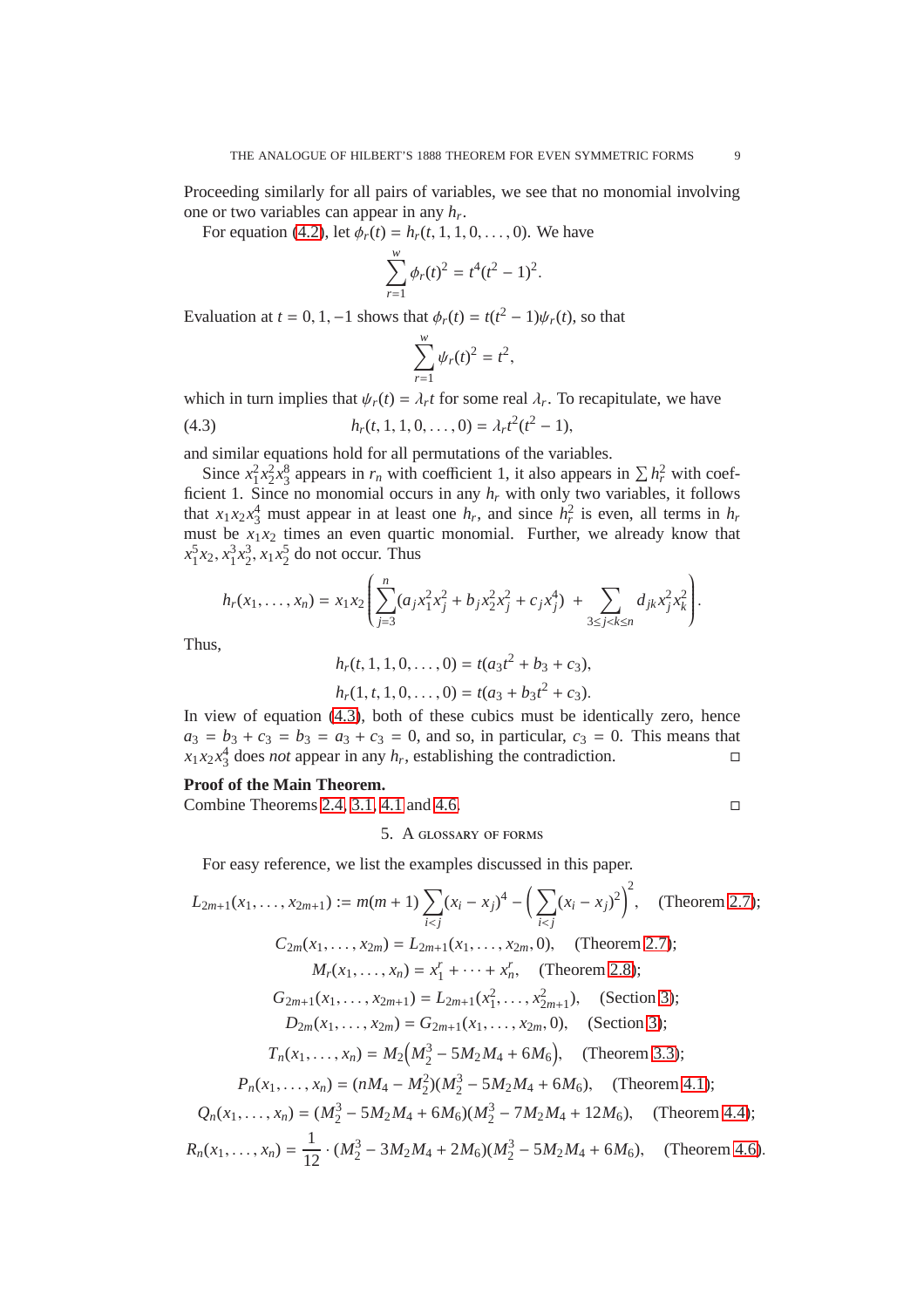Proceeding similarly for all pairs of variables, we see that no monomial involving one or two variables can appear in any $h_r$.

For equation (4.2), let $\phi_r(t) = h_r(t, 1, 1, 0, \dots, 0)$. We have

$$\sum_{r=1}^{w} \phi_r(t)^2 = t^4(t^2 - 1)^2.$$

Evaluation at $t = 0, 1, -1$ shows that $\phi_r(t) = t(t^2 - 1)\psi_r(t)$, so that

$$\sum_{r=1}^{w} \psi_r(t)^2 = t^2,$$

which in turn implies that $\psi_r(t) = \lambda_r t$ for some real $\lambda_r$. To recapitulate, we have

$$h_r(t, 1, 1, 0, \dots, 0) = \lambda_r t^2(t^2 - 1), \tag{4.3}$$

and similar equations hold for all permutations of the variables.

Since $x_1^2 x_2^2 x_3^8$ appears in $r_n$ with coefficient 1, it also appears in $\sum h_r^2$ with coefficient 1. Since no monomial occurs in any $h_r$ with only two variables, it follows that $x_1 x_2 x_3^4$ must appear in at least one $h_r$, and since $h_r^2$ is even, all terms in $h_r$ must be $x_1 x_2$ times an even quartic monomial. Further, we already know that $x_1^5 x_2, x_1^3 x_2^3, x_1 x_2^5$ do not occur. Thus

$$h_r(x_1, \dots, x_n) = x_1 x_2 \left( \sum_{j=3}^{n} (a_j x_1^2 x_j^2 + b_j x_2^2 x_j^2 + c_j x_j^4) \; + \sum_{3 \le j < k \le n} d_{jk} x_j^2 x_k^2 \right).$$

Thus,

$$h_r(t, 1, 1, 0, \dots, 0) = t(a_3 t^2 + b_3 + c_3),$$

$$h_r(1, t, 1, 0, \dots, 0) = t(a_3 + b_3 t^2 + c_3).$$

In view of equation (4.3), both of these cubics must be identically zero, hence $a_3 = b_3 + c_3 = b_3 = a_3 + c_3 = 0$, and so, in particular, $c_3 = 0$. This means that $x_1 x_2 x_3^4$ does *not* appear in any $h_r$, establishing the contradiction. □

**Proof of the Main Theorem.**
Combine Theorems 2.4, 3.1, 4.1 and 4.6. □

## 5. A glossary of forms

For easy reference, we list the examples discussed in this paper.

$$L_{2m+1}(x_1, \dots, x_{2m+1}) := m(m+1) \sum_{i<j} (x_i - x_j)^4 - \Big( \sum_{i<j} (x_i - x_j)^2 \Big)^2, \quad \text{(Theorem 2.7)};$$

$$C_{2m}(x_1, \dots, x_{2m}) = L_{2m+1}(x_1, \dots, x_{2m}, 0), \quad \text{(Theorem 2.7)};$$

$$M_r(x_1, \dots, x_n) = x_1^r + \dots + x_n^r, \quad \text{(Theorem 2.8)};$$

$$G_{2m+1}(x_1, \dots, x_{2m+1}) = L_{2m+1}(x_1^2, \dots, x_{2m+1}^2), \quad \text{(Section 3)};$$

$$D_{2m}(x_1, \dots, x_{2m}) = G_{2m+1}(x_1, \dots, x_{2m}, 0), \quad \text{(Section 3)};$$

$$T_n(x_1, \dots, x_n) = M_2 \big( M_2^3 - 5M_2 M_4 + 6M_6 \big), \quad \text{(Theorem 3.3)};$$

$$P_n(x_1, \dots, x_n) = (nM_4 - M_2^2)(M_2^3 - 5M_2 M_4 + 6M_6), \quad \text{(Theorem 4.1)};$$

$$Q_n(x_1, \dots, x_n) = (M_2^3 - 5M_2 M_4 + 6M_6)(M_2^3 - 7M_2 M_4 + 12M_6), \quad \text{(Theorem 4.4)};$$

$$R_n(x_1, \dots, x_n) = \frac{1}{12} \cdot (M_2^3 - 3M_2 M_4 + 2M_6)(M_2^3 - 5M_2 M_4 + 6M_6), \quad \text{(Theorem 4.6)}.$$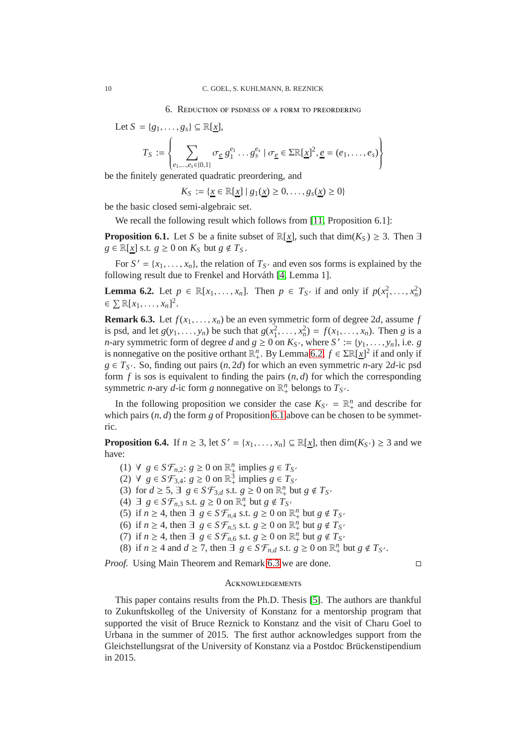## 6. Reduction of psdness of a form to preordering

Let $S = \{g_1, \ldots, g_s\} \subseteq \mathbb{R}[\underline{x}]$,

$$T_S := \left\{ \sum_{e_1,\ldots,e_s \in \{0,1\}} \sigma_{\underline{e}}\, g_1^{e_1} \ldots g_s^{e_s} \mid \sigma_{\underline{e}} \in \Sigma\mathbb{R}[\underline{x}]^2, \underline{e} = (e_1, \ldots, e_s) \right\}$$

be the finitely generated quadratic preordering, and

$$K_S := \{\underline{x} \in \mathbb{R}[\underline{x}] \mid g_1(\underline{x}) \geq 0, \ldots, g_s(\underline{x}) \geq 0\}$$

be the basic closed semi-algebraic set.

We recall the following result which follows from [11, Proposition 6.1]:

**Proposition 6.1.** Let $S$ be a finite subset of $\mathbb{R}[\underline{x}]$, such that $\dim(K_S) \geq 3$. Then $\exists$ $g \in \mathbb{R}[\underline{x}]$ s.t. $g \geq 0$ on $K_S$ but $g \notin T_S$.

For $S' = \{x_1, \ldots, x_n\}$, the relation of $T_{S'}$ and even sos forms is explained by the following result due to Frenkel and Horváth [4, Lemma 1].

**Lemma 6.2.** Let $p \in \mathbb{R}[x_1, \ldots, x_n]$. Then $p \in T_{S'}$ if and only if $p(x_1^2, \ldots, x_n^2) \in \sum \mathbb{R}[x_1, \ldots, x_n]^2$.

**Remark 6.3.** Let $f(x_1, \ldots, x_n)$ be an even symmetric form of degree $2d$, assume $f$ is psd, and let $g(y_1, \ldots, y_n)$ be such that $g(x_1^2, \ldots, x_n^2) = f(x_1, \ldots, x_n)$. Then $g$ is a $n$-ary symmetric form of degree $d$ and $g \geq 0$ on $K_{S'}$, where $S' := \{y_1, \ldots, y_n\}$, i.e. $g$ is nonnegative on the positive orthant $\mathbb{R}^n_+$. By Lemma 6.2, $f \in \Sigma\mathbb{R}[\underline{x}]^2$ if and only if $g \in T_{S'}$. So, finding out pairs $(n, 2d)$ for which an even symmetric $n$-ary $2d$-ic psd form $f$ is sos is equivalent to finding the pairs $(n, d)$ for which the corresponding symmetric $n$-ary $d$-ic form $g$ nonnegative on $\mathbb{R}^n_+$ belongs to $T_{S'}$.

In the following proposition we consider the case $K_{S'} = \mathbb{R}^n_+$ and describe for which pairs $(n, d)$ the form $g$ of Proposition 6.1 above can be chosen to be symmetric.

**Proposition 6.4.** If $n \geq 3$, let $S' = \{x_1, \ldots, x_n\} \subseteq \mathbb{R}[\underline{x}]$, then $\dim(K_{S'}) \geq 3$ and we have:

1. $\forall\ g \in S\mathcal{F}_{n,2}$: $g \geq 0$ on $\mathbb{R}^n_+$ implies $g \in T_{S'}$
2. $\forall\ g \in S\mathcal{F}_{3,4}$: $g \geq 0$ on $\mathbb{R}^3_+$ implies $g \in T_{S'}$
3. for $d \geq 5$, $\exists\ g \in S\mathcal{F}_{3,d}$ s.t. $g \geq 0$ on $\mathbb{R}^n_+$ but $g \notin T_{S'}$
4. $\exists\ g \in S\mathcal{F}_{n,3}$ s.t. $g \geq 0$ on $\mathbb{R}^n_+$ but $g \notin T_{S'}$
5. if $n \geq 4$, then $\exists\ g \in S\mathcal{F}_{n,4}$ s.t. $g \geq 0$ on $\mathbb{R}^n_+$ but $g \notin T_{S'}$
6. if $n \geq 4$, then $\exists\ g \in S\mathcal{F}_{n,5}$ s.t. $g \geq 0$ on $\mathbb{R}^n_+$ but $g \notin T_{S'}$
7. if $n \geq 4$, then $\exists\ g \in S\mathcal{F}_{n,6}$ s.t. $g \geq 0$ on $\mathbb{R}^n_+$ but $g \notin T_{S'}$
8. if $n \geq 4$ and $d \geq 7$, then $\exists\ g \in S\mathcal{F}_{n,d}$ s.t. $g \geq 0$ on $\mathbb{R}^n_+$ but $g \notin T_{S'}$.

*Proof.* Using Main Theorem and Remark 6.3 we are done. □

## Acknowledgements

This paper contains results from the Ph.D. Thesis [5]. The authors are thankful to Zukunftskolleg of the University of Konstanz for a mentorship program that supported the visit of Bruce Reznick to Konstanz and the visit of Charu Goel to Urbana in the summer of 2015. The first author acknowledges support from the Gleichstellungsrat of the University of Konstanz via a Postdoc Brückenstipendium in 2015.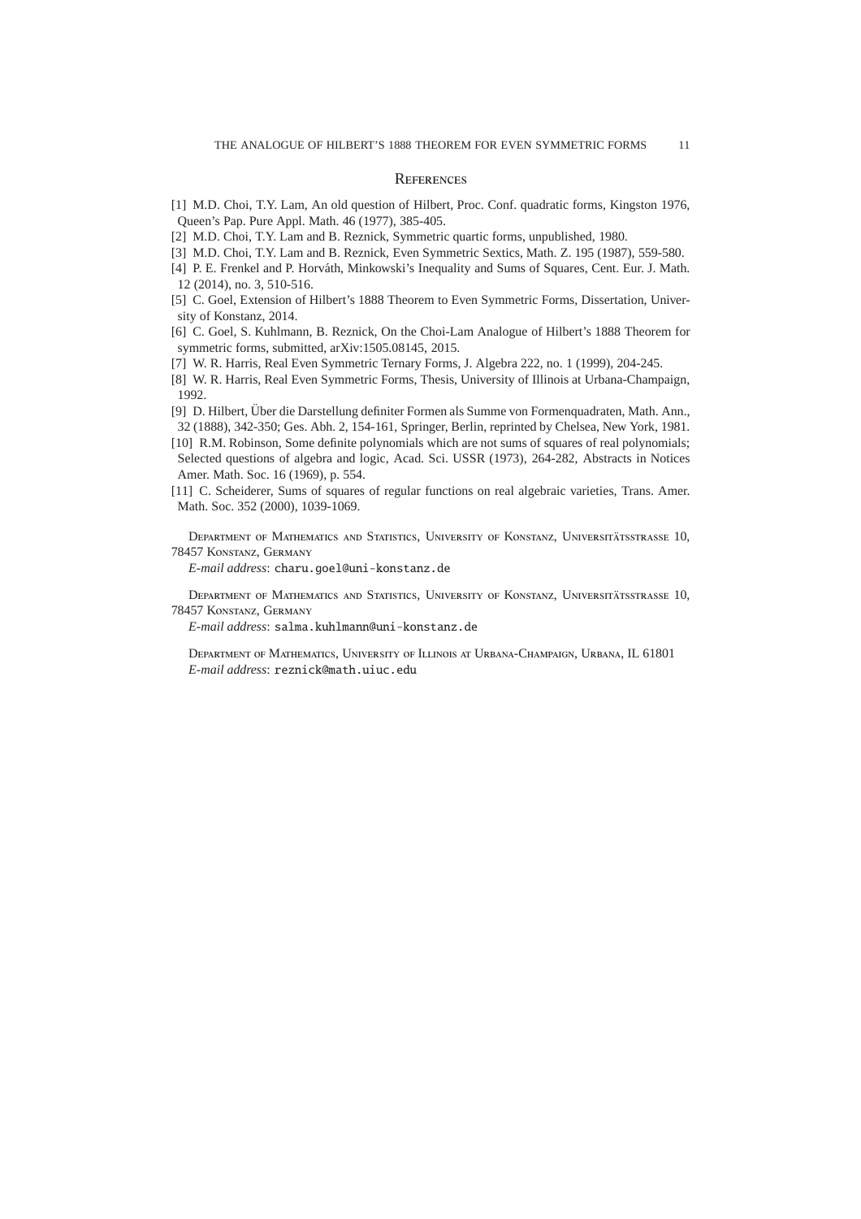## References

[1] M.D. Choi, T.Y. Lam, An old question of Hilbert, Proc. Conf. quadratic forms, Kingston 1976, Queen's Pap. Pure Appl. Math. 46 (1977), 385-405.

[2] M.D. Choi, T.Y. Lam and B. Reznick, Symmetric quartic forms, unpublished, 1980.

[3] M.D. Choi, T.Y. Lam and B. Reznick, Even Symmetric Sextics, Math. Z. 195 (1987), 559-580.

[4] P. E. Frenkel and P. Horváth, Minkowski's Inequality and Sums of Squares, Cent. Eur. J. Math. 12 (2014), no. 3, 510-516.

[5] C. Goel, Extension of Hilbert's 1888 Theorem to Even Symmetric Forms, Dissertation, University of Konstanz, 2014.

[6] C. Goel, S. Kuhlmann, B. Reznick, On the Choi-Lam Analogue of Hilbert's 1888 Theorem for symmetric forms, submitted, arXiv:1505.08145, 2015.

[7] W. R. Harris, Real Even Symmetric Ternary Forms, J. Algebra 222, no. 1 (1999), 204-245.

[8] W. R. Harris, Real Even Symmetric Forms, Thesis, University of Illinois at Urbana-Champaign, 1992.

[9] D. Hilbert, Über die Darstellung definiter Formen als Summe von Formenquadraten, Math. Ann., 32 (1888), 342-350; Ges. Abh. 2, 154-161, Springer, Berlin, reprinted by Chelsea, New York, 1981.

[10] R.M. Robinson, Some definite polynomials which are not sums of squares of real polynomials; Selected questions of algebra and logic, Acad. Sci. USSR (1973), 264-282, Abstracts in Notices Amer. Math. Soc. 16 (1969), p. 554.

[11] C. Scheiderer, Sums of squares of regular functions on real algebraic varieties, Trans. Amer. Math. Soc. 352 (2000), 1039-1069.

Department of Mathematics and Statistics, University of Konstanz, Universitätsstrasse 10, 78457 Konstanz, Germany

*E-mail address*: charu.goel@uni-konstanz.de

Department of Mathematics and Statistics, University of Konstanz, Universitätsstrasse 10, 78457 Konstanz, Germany

*E-mail address*: salma.kuhlmann@uni-konstanz.de

Department of Mathematics, University of Illinois at Urbana-Champaign, Urbana, IL 61801

*E-mail address*: reznick@math.uiuc.edu